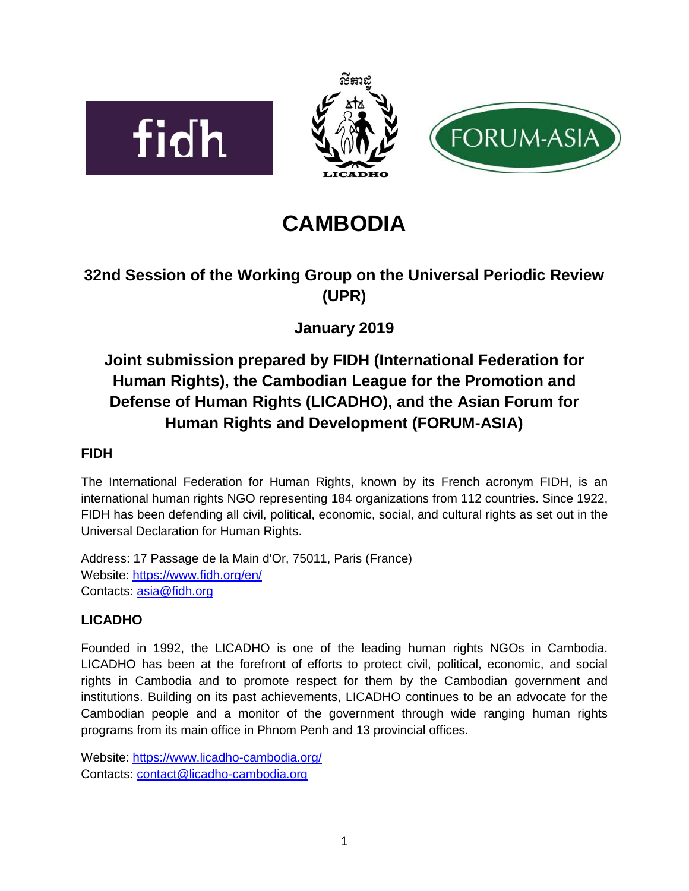# CAMBODIA

## 32nd Session of the Working Group on the Universal Periodic Review (UPR)

## January 2019

## Joint submission prepared by FIDH (International Federation for Human Rights), the Cambodian League for the Promotion and Defense of Human Rights (LICADHO), and the Asian Forum for Human Rights and Development (FORUM-ASIA)

### FIDH

The International Federation for Human Rights, known by its French acronym FIDH, is an international human rights NGO representing 184 organizations from 112 countries. Since 1922, FIDH has been defending all civil, political, economic, social, and cultural rights as set out in the Universal Declaration for Human Rights.

Address: 17 Passage de la Main d'Or, 75011, Paris (France)
Website: https://www.fidh.org/en/
Contacts: asia@fidh.org

### LICADHO

Founded in 1992, the LICADHO is one of the leading human rights NGOs in Cambodia. LICADHO has been at the forefront of efforts to protect civil, political, economic, and social rights in Cambodia and to promote respect for them by the Cambodian government and institutions. Building on its past achievements, LICADHO continues to be an advocate for the Cambodian people and a monitor of the government through wide ranging human rights programs from its main office in Phnom Penh and 13 provincial offices.

Website: https://www.licadho-cambodia.org/
Contacts: contact@licadho-cambodia.org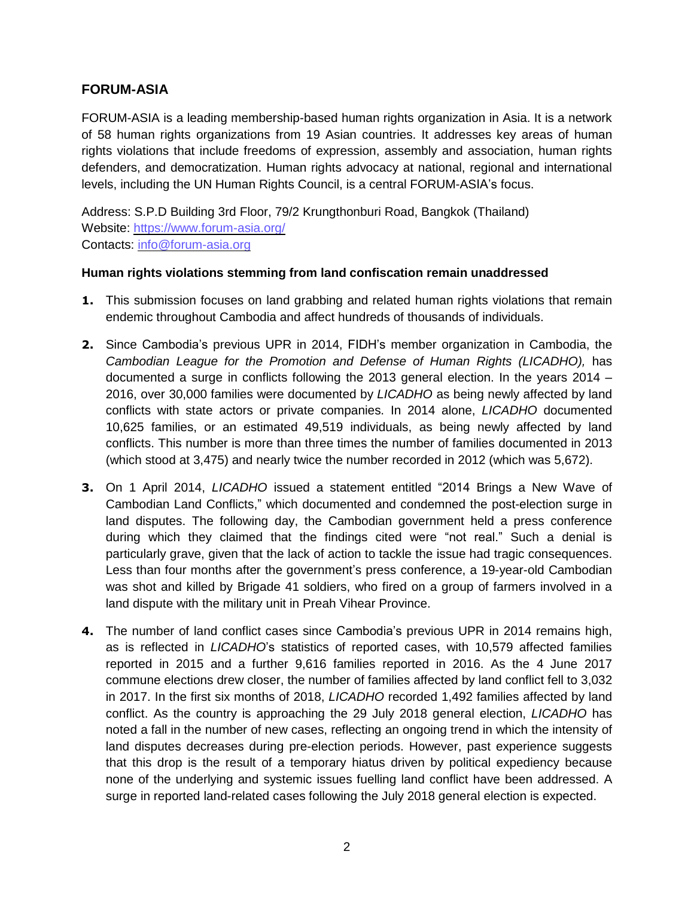## FORUM-ASIA

FORUM-ASIA is a leading membership-based human rights organization in Asia. It is a network of 58 human rights organizations from 19 Asian countries. It addresses key areas of human rights violations that include freedoms of expression, assembly and association, human rights defenders, and democratization. Human rights advocacy at national, regional and international levels, including the UN Human Rights Council, is a central FORUM-ASIA's focus.

Address: S.P.D Building 3rd Floor, 79/2 Krungthonburi Road, Bangkok (Thailand)
Website: https://www.forum-asia.org/
Contacts: info@forum-asia.org

**Human rights violations stemming from land confiscation remain unaddressed**

1. This submission focuses on land grabbing and related human rights violations that remain endemic throughout Cambodia and affect hundreds of thousands of individuals.

2. Since Cambodia's previous UPR in 2014, FIDH's member organization in Cambodia, the *Cambodian League for the Promotion and Defense of Human Rights (LICADHO),* has documented a surge in conflicts following the 2013 general election. In the years 2014 – 2016, over 30,000 families were documented by *LICADHO* as being newly affected by land conflicts with state actors or private companies. In 2014 alone, *LICADHO* documented 10,625 families, or an estimated 49,519 individuals, as being newly affected by land conflicts. This number is more than three times the number of families documented in 2013 (which stood at 3,475) and nearly twice the number recorded in 2012 (which was 5,672).

3. On 1 April 2014, *LICADHO* issued a statement entitled "2014 Brings a New Wave of Cambodian Land Conflicts," which documented and condemned the post-election surge in land disputes. The following day, the Cambodian government held a press conference during which they claimed that the findings cited were "not real." Such a denial is particularly grave, given that the lack of action to tackle the issue had tragic consequences. Less than four months after the government's press conference, a 19-year-old Cambodian was shot and killed by Brigade 41 soldiers, who fired on a group of farmers involved in a land dispute with the military unit in Preah Vihear Province.

4. The number of land conflict cases since Cambodia's previous UPR in 2014 remains high, as is reflected in *LICADHO*'s statistics of reported cases, with 10,579 affected families reported in 2015 and a further 9,616 families reported in 2016. As the 4 June 2017 commune elections drew closer, the number of families affected by land conflict fell to 3,032 in 2017. In the first six months of 2018, *LICADHO* recorded 1,492 families affected by land conflict. As the country is approaching the 29 July 2018 general election, *LICADHO* has noted a fall in the number of new cases, reflecting an ongoing trend in which the intensity of land disputes decreases during pre-election periods. However, past experience suggests that this drop is the result of a temporary hiatus driven by political expediency because none of the underlying and systemic issues fuelling land conflict have been addressed. A surge in reported land-related cases following the July 2018 general election is expected.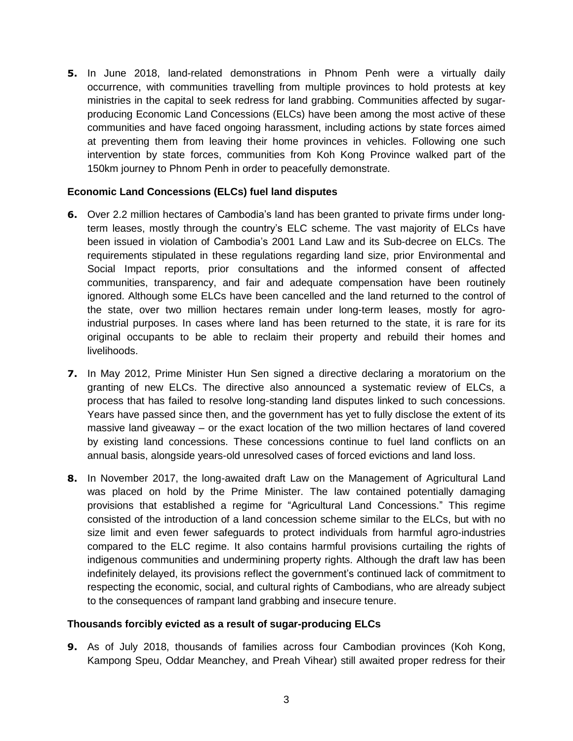**5.** In June 2018, land-related demonstrations in Phnom Penh were a virtually daily occurrence, with communities travelling from multiple provinces to hold protests at key ministries in the capital to seek redress for land grabbing. Communities affected by sugar-producing Economic Land Concessions (ELCs) have been among the most active of these communities and have faced ongoing harassment, including actions by state forces aimed at preventing them from leaving their home provinces in vehicles. Following one such intervention by state forces, communities from Koh Kong Province walked part of the 150km journey to Phnom Penh in order to peacefully demonstrate.

**Economic Land Concessions (ELCs) fuel land disputes**

**6.** Over 2.2 million hectares of Cambodia's land has been granted to private firms under long-term leases, mostly through the country's ELC scheme. The vast majority of ELCs have been issued in violation of Cambodia's 2001 Land Law and its Sub-decree on ELCs. The requirements stipulated in these regulations regarding land size, prior Environmental and Social Impact reports, prior consultations and the informed consent of affected communities, transparency, and fair and adequate compensation have been routinely ignored. Although some ELCs have been cancelled and the land returned to the control of the state, over two million hectares remain under long-term leases, mostly for agro-industrial purposes. In cases where land has been returned to the state, it is rare for its original occupants to be able to reclaim their property and rebuild their homes and livelihoods.

**7.** In May 2012, Prime Minister Hun Sen signed a directive declaring a moratorium on the granting of new ELCs. The directive also announced a systematic review of ELCs, a process that has failed to resolve long-standing land disputes linked to such concessions. Years have passed since then, and the government has yet to fully disclose the extent of its massive land giveaway – or the exact location of the two million hectares of land covered by existing land concessions. These concessions continue to fuel land conflicts on an annual basis, alongside years-old unresolved cases of forced evictions and land loss.

**8.** In November 2017, the long-awaited draft Law on the Management of Agricultural Land was placed on hold by the Prime Minister. The law contained potentially damaging provisions that established a regime for "Agricultural Land Concessions." This regime consisted of the introduction of a land concession scheme similar to the ELCs, but with no size limit and even fewer safeguards to protect individuals from harmful agro-industries compared to the ELC regime. It also contains harmful provisions curtailing the rights of indigenous communities and undermining property rights. Although the draft law has been indefinitely delayed, its provisions reflect the government's continued lack of commitment to respecting the economic, social, and cultural rights of Cambodians, who are already subject to the consequences of rampant land grabbing and insecure tenure.

**Thousands forcibly evicted as a result of sugar-producing ELCs**

**9.** As of July 2018, thousands of families across four Cambodian provinces (Koh Kong, Kampong Speu, Oddar Meanchey, and Preah Vihear) still awaited proper redress for their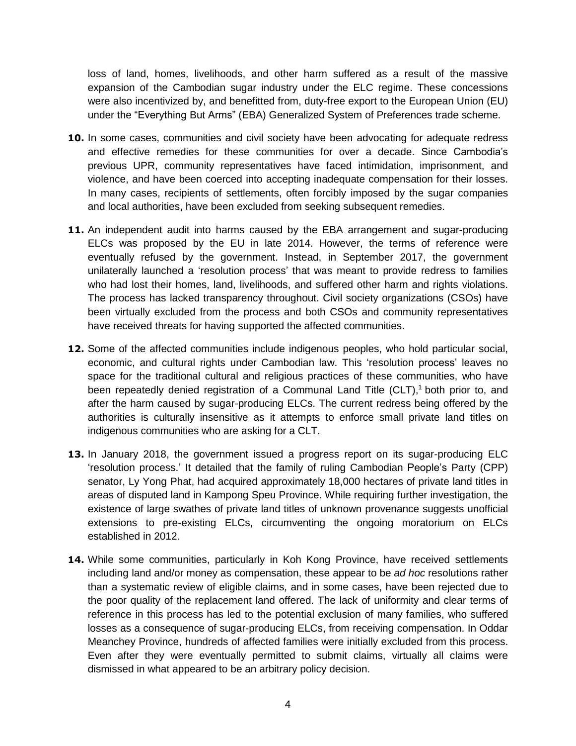loss of land, homes, livelihoods, and other harm suffered as a result of the massive expansion of the Cambodian sugar industry under the ELC regime. These concessions were also incentivized by, and benefitted from, duty-free export to the European Union (EU) under the "Everything But Arms" (EBA) Generalized System of Preferences trade scheme.

**10.** In some cases, communities and civil society have been advocating for adequate redress and effective remedies for these communities for over a decade. Since Cambodia's previous UPR, community representatives have faced intimidation, imprisonment, and violence, and have been coerced into accepting inadequate compensation for their losses. In many cases, recipients of settlements, often forcibly imposed by the sugar companies and local authorities, have been excluded from seeking subsequent remedies.

**11.** An independent audit into harms caused by the EBA arrangement and sugar-producing ELCs was proposed by the EU in late 2014. However, the terms of reference were eventually refused by the government. Instead, in September 2017, the government unilaterally launched a 'resolution process' that was meant to provide redress to families who had lost their homes, land, livelihoods, and suffered other harm and rights violations. The process has lacked transparency throughout. Civil society organizations (CSOs) have been virtually excluded from the process and both CSOs and community representatives have received threats for having supported the affected communities.

**12.** Some of the affected communities include indigenous peoples, who hold particular social, economic, and cultural rights under Cambodian law. This 'resolution process' leaves no space for the traditional cultural and religious practices of these communities, who have been repeatedly denied registration of a Communal Land Title (CLT),[1] both prior to, and after the harm caused by sugar-producing ELCs. The current redress being offered by the authorities is culturally insensitive as it attempts to enforce small private land titles on indigenous communities who are asking for a CLT.

**13.** In January 2018, the government issued a progress report on its sugar-producing ELC 'resolution process.' It detailed that the family of ruling Cambodian People's Party (CPP) senator, Ly Yong Phat, had acquired approximately 18,000 hectares of private land titles in areas of disputed land in Kampong Speu Province. While requiring further investigation, the existence of large swathes of private land titles of unknown provenance suggests unofficial extensions to pre-existing ELCs, circumventing the ongoing moratorium on ELCs established in 2012.

**14.** While some communities, particularly in Koh Kong Province, have received settlements including land and/or money as compensation, these appear to be *ad hoc* resolutions rather than a systematic review of eligible claims, and in some cases, have been rejected due to the poor quality of the replacement land offered. The lack of uniformity and clear terms of reference in this process has led to the potential exclusion of many families, who suffered losses as a consequence of sugar-producing ELCs, from receiving compensation. In Oddar Meanchey Province, hundreds of affected families were initially excluded from this process. Even after they were eventually permitted to submit claims, virtually all claims were dismissed in what appeared to be an arbitrary policy decision.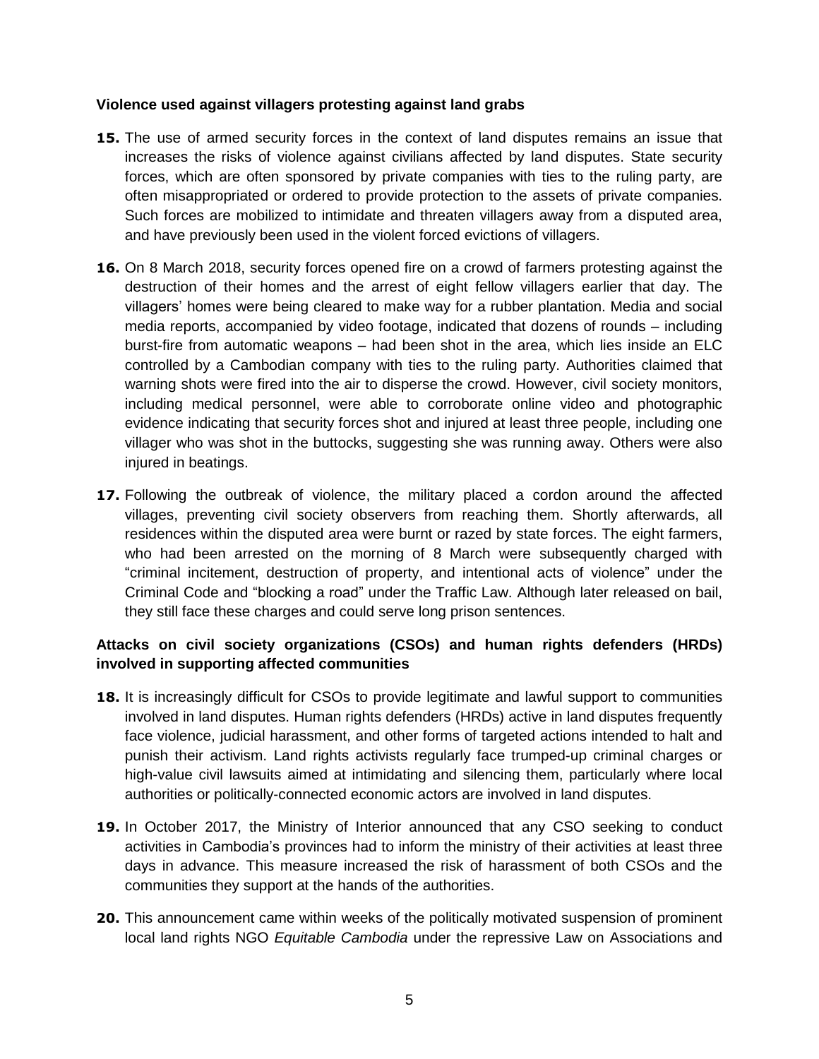**Violence used against villagers protesting against land grabs**

**15.** The use of armed security forces in the context of land disputes remains an issue that increases the risks of violence against civilians affected by land disputes. State security forces, which are often sponsored by private companies with ties to the ruling party, are often misappropriated or ordered to provide protection to the assets of private companies. Such forces are mobilized to intimidate and threaten villagers away from a disputed area, and have previously been used in the violent forced evictions of villagers.

**16.** On 8 March 2018, security forces opened fire on a crowd of farmers protesting against the destruction of their homes and the arrest of eight fellow villagers earlier that day. The villagers' homes were being cleared to make way for a rubber plantation. Media and social media reports, accompanied by video footage, indicated that dozens of rounds – including burst-fire from automatic weapons – had been shot in the area, which lies inside an ELC controlled by a Cambodian company with ties to the ruling party. Authorities claimed that warning shots were fired into the air to disperse the crowd. However, civil society monitors, including medical personnel, were able to corroborate online video and photographic evidence indicating that security forces shot and injured at least three people, including one villager who was shot in the buttocks, suggesting she was running away. Others were also injured in beatings.

**17.** Following the outbreak of violence, the military placed a cordon around the affected villages, preventing civil society observers from reaching them. Shortly afterwards, all residences within the disputed area were burnt or razed by state forces. The eight farmers, who had been arrested on the morning of 8 March were subsequently charged with "criminal incitement, destruction of property, and intentional acts of violence" under the Criminal Code and "blocking a road" under the Traffic Law. Although later released on bail, they still face these charges and could serve long prison sentences.

**Attacks on civil society organizations (CSOs) and human rights defenders (HRDs) involved in supporting affected communities**

**18.** It is increasingly difficult for CSOs to provide legitimate and lawful support to communities involved in land disputes. Human rights defenders (HRDs) active in land disputes frequently face violence, judicial harassment, and other forms of targeted actions intended to halt and punish their activism. Land rights activists regularly face trumped-up criminal charges or high-value civil lawsuits aimed at intimidating and silencing them, particularly where local authorities or politically-connected economic actors are involved in land disputes.

**19.** In October 2017, the Ministry of Interior announced that any CSO seeking to conduct activities in Cambodia's provinces had to inform the ministry of their activities at least three days in advance. This measure increased the risk of harassment of both CSOs and the communities they support at the hands of the authorities.

**20.** This announcement came within weeks of the politically motivated suspension of prominent local land rights NGO *Equitable Cambodia* under the repressive Law on Associations and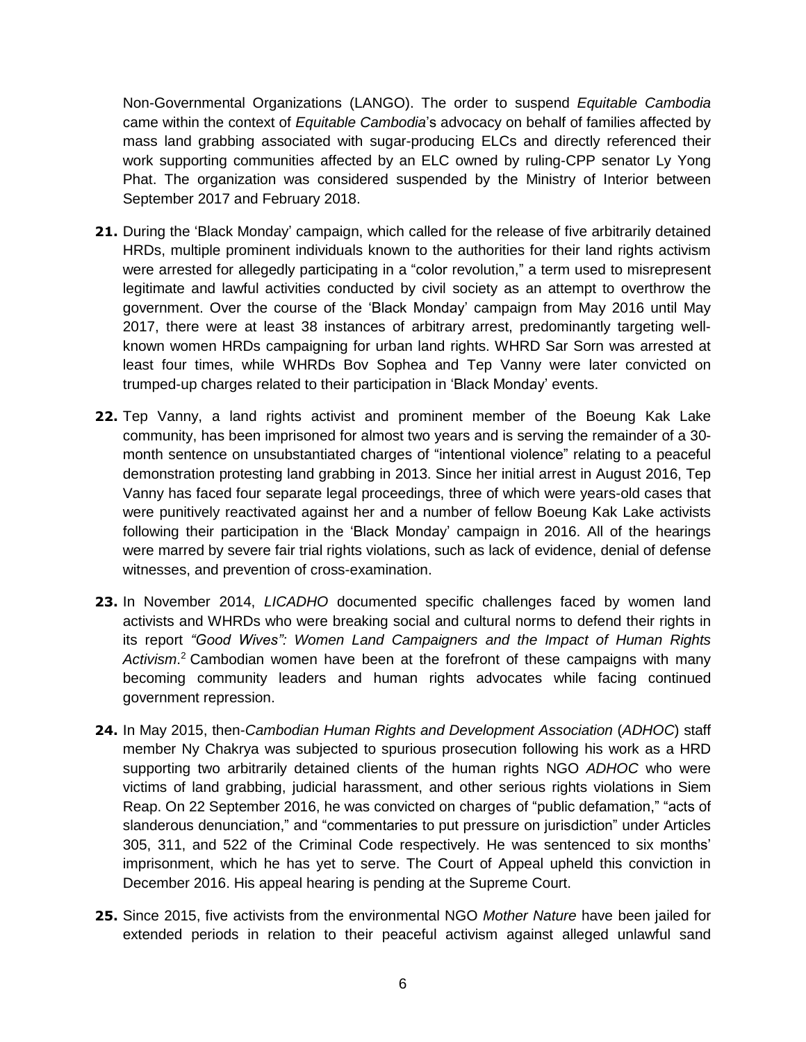Non-Governmental Organizations (LANGO). The order to suspend *Equitable Cambodia* came within the context of *Equitable Cambodia*'s advocacy on behalf of families affected by mass land grabbing associated with sugar-producing ELCs and directly referenced their work supporting communities affected by an ELC owned by ruling-CPP senator Ly Yong Phat. The organization was considered suspended by the Ministry of Interior between September 2017 and February 2018.

**21.** During the 'Black Monday' campaign, which called for the release of five arbitrarily detained HRDs, multiple prominent individuals known to the authorities for their land rights activism were arrested for allegedly participating in a "color revolution," a term used to misrepresent legitimate and lawful activities conducted by civil society as an attempt to overthrow the government. Over the course of the 'Black Monday' campaign from May 2016 until May 2017, there were at least 38 instances of arbitrary arrest, predominantly targeting well-known women HRDs campaigning for urban land rights. WHRD Sar Sorn was arrested at least four times, while WHRDs Bov Sophea and Tep Vanny were later convicted on trumped-up charges related to their participation in 'Black Monday' events.

**22.** Tep Vanny, a land rights activist and prominent member of the Boeung Kak Lake community, has been imprisoned for almost two years and is serving the remainder of a 30-month sentence on unsubstantiated charges of "intentional violence" relating to a peaceful demonstration protesting land grabbing in 2013. Since her initial arrest in August 2016, Tep Vanny has faced four separate legal proceedings, three of which were years-old cases that were punitively reactivated against her and a number of fellow Boeung Kak Lake activists following their participation in the 'Black Monday' campaign in 2016. All of the hearings were marred by severe fair trial rights violations, such as lack of evidence, denial of defense witnesses, and prevention of cross-examination.

**23.** In November 2014, *LICADHO* documented specific challenges faced by women land activists and WHRDs who were breaking social and cultural norms to defend their rights in its report *"Good Wives": Women Land Campaigners and the Impact of Human Rights Activism*.[2] Cambodian women have been at the forefront of these campaigns with many becoming community leaders and human rights advocates while facing continued government repression.

**24.** In May 2015, then-*Cambodian Human Rights and Development Association* (*ADHOC*) staff member Ny Chakrya was subjected to spurious prosecution following his work as a HRD supporting two arbitrarily detained clients of the human rights NGO *ADHOC* who were victims of land grabbing, judicial harassment, and other serious rights violations in Siem Reap. On 22 September 2016, he was convicted on charges of "public defamation," "acts of slanderous denunciation," and "commentaries to put pressure on jurisdiction" under Articles 305, 311, and 522 of the Criminal Code respectively. He was sentenced to six months' imprisonment, which he has yet to serve. The Court of Appeal upheld this conviction in December 2016. His appeal hearing is pending at the Supreme Court.

**25.** Since 2015, five activists from the environmental NGO *Mother Nature* have been jailed for extended periods in relation to their peaceful activism against alleged unlawful sand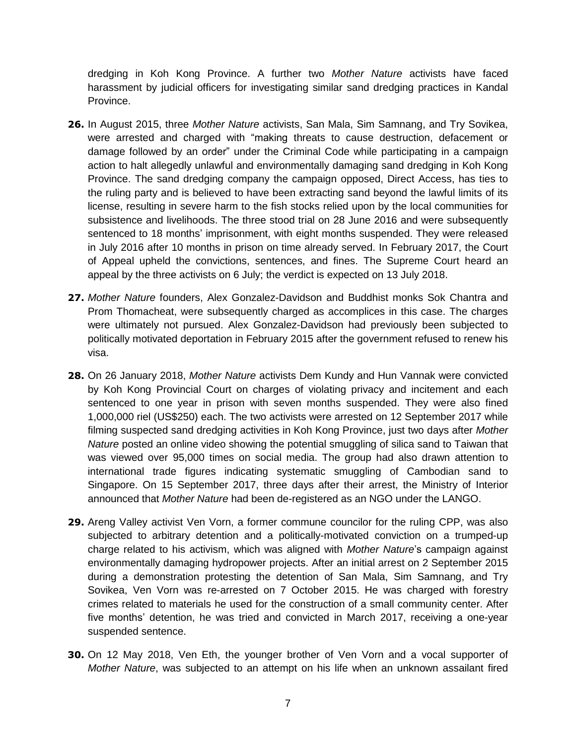dredging in Koh Kong Province. A further two *Mother Nature* activists have faced harassment by judicial officers for investigating similar sand dredging practices in Kandal Province.

**26.** In August 2015, three *Mother Nature* activists, San Mala, Sim Samnang, and Try Sovikea, were arrested and charged with "making threats to cause destruction, defacement or damage followed by an order" under the Criminal Code while participating in a campaign action to halt allegedly unlawful and environmentally damaging sand dredging in Koh Kong Province. The sand dredging company the campaign opposed, Direct Access, has ties to the ruling party and is believed to have been extracting sand beyond the lawful limits of its license, resulting in severe harm to the fish stocks relied upon by the local communities for subsistence and livelihoods. The three stood trial on 28 June 2016 and were subsequently sentenced to 18 months' imprisonment, with eight months suspended. They were released in July 2016 after 10 months in prison on time already served. In February 2017, the Court of Appeal upheld the convictions, sentences, and fines. The Supreme Court heard an appeal by the three activists on 6 July; the verdict is expected on 13 July 2018.

**27.** *Mother Nature* founders, Alex Gonzalez-Davidson and Buddhist monks Sok Chantra and Prom Thomacheat, were subsequently charged as accomplices in this case. The charges were ultimately not pursued. Alex Gonzalez-Davidson had previously been subjected to politically motivated deportation in February 2015 after the government refused to renew his visa.

**28.** On 26 January 2018, *Mother Nature* activists Dem Kundy and Hun Vannak were convicted by Koh Kong Provincial Court on charges of violating privacy and incitement and each sentenced to one year in prison with seven months suspended. They were also fined 1,000,000 riel (US$250) each. The two activists were arrested on 12 September 2017 while filming suspected sand dredging activities in Koh Kong Province, just two days after *Mother Nature* posted an online video showing the potential smuggling of silica sand to Taiwan that was viewed over 95,000 times on social media. The group had also drawn attention to international trade figures indicating systematic smuggling of Cambodian sand to Singapore. On 15 September 2017, three days after their arrest, the Ministry of Interior announced that *Mother Nature* had been de-registered as an NGO under the LANGO.

**29.** Areng Valley activist Ven Vorn, a former commune councilor for the ruling CPP, was also subjected to arbitrary detention and a politically-motivated conviction on a trumped-up charge related to his activism, which was aligned with *Mother Nature*'s campaign against environmentally damaging hydropower projects. After an initial arrest on 2 September 2015 during a demonstration protesting the detention of San Mala, Sim Samnang, and Try Sovikea, Ven Vorn was re-arrested on 7 October 2015. He was charged with forestry crimes related to materials he used for the construction of a small community center. After five months' detention, he was tried and convicted in March 2017, receiving a one-year suspended sentence.

**30.** On 12 May 2018, Ven Eth, the younger brother of Ven Vorn and a vocal supporter of *Mother Nature*, was subjected to an attempt on his life when an unknown assailant fired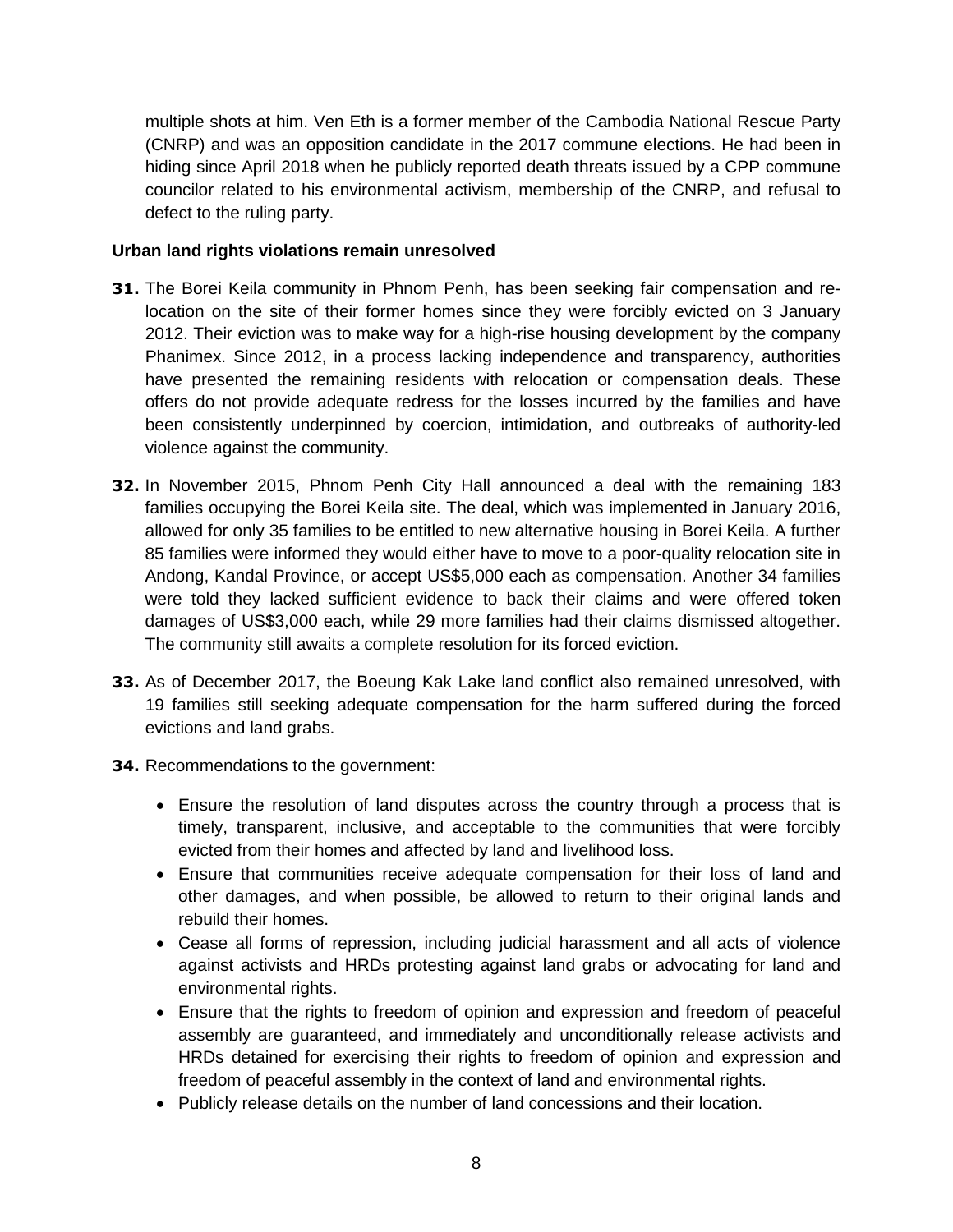multiple shots at him. Ven Eth is a former member of the Cambodia National Rescue Party (CNRP) and was an opposition candidate in the 2017 commune elections. He had been in hiding since April 2018 when he publicly reported death threats issued by a CPP commune councilor related to his environmental activism, membership of the CNRP, and refusal to defect to the ruling party.

**Urban land rights violations remain unresolved**

**31.** The Borei Keila community in Phnom Penh, has been seeking fair compensation and re-location on the site of their former homes since they were forcibly evicted on 3 January 2012. Their eviction was to make way for a high-rise housing development by the company Phanimex. Since 2012, in a process lacking independence and transparency, authorities have presented the remaining residents with relocation or compensation deals. These offers do not provide adequate redress for the losses incurred by the families and have been consistently underpinned by coercion, intimidation, and outbreaks of authority-led violence against the community.

**32.** In November 2015, Phnom Penh City Hall announced a deal with the remaining 183 families occupying the Borei Keila site. The deal, which was implemented in January 2016, allowed for only 35 families to be entitled to new alternative housing in Borei Keila. A further 85 families were informed they would either have to move to a poor-quality relocation site in Andong, Kandal Province, or accept US$5,000 each as compensation. Another 34 families were told they lacked sufficient evidence to back their claims and were offered token damages of US$3,000 each, while 29 more families had their claims dismissed altogether. The community still awaits a complete resolution for its forced eviction.

**33.** As of December 2017, the Boeung Kak Lake land conflict also remained unresolved, with 19 families still seeking adequate compensation for the harm suffered during the forced evictions and land grabs.

**34.** Recommendations to the government:

- Ensure the resolution of land disputes across the country through a process that is timely, transparent, inclusive, and acceptable to the communities that were forcibly evicted from their homes and affected by land and livelihood loss.
- Ensure that communities receive adequate compensation for their loss of land and other damages, and when possible, be allowed to return to their original lands and rebuild their homes.
- Cease all forms of repression, including judicial harassment and all acts of violence against activists and HRDs protesting against land grabs or advocating for land and environmental rights.
- Ensure that the rights to freedom of opinion and expression and freedom of peaceful assembly are guaranteed, and immediately and unconditionally release activists and HRDs detained for exercising their rights to freedom of opinion and expression and freedom of peaceful assembly in the context of land and environmental rights.
- Publicly release details on the number of land concessions and their location.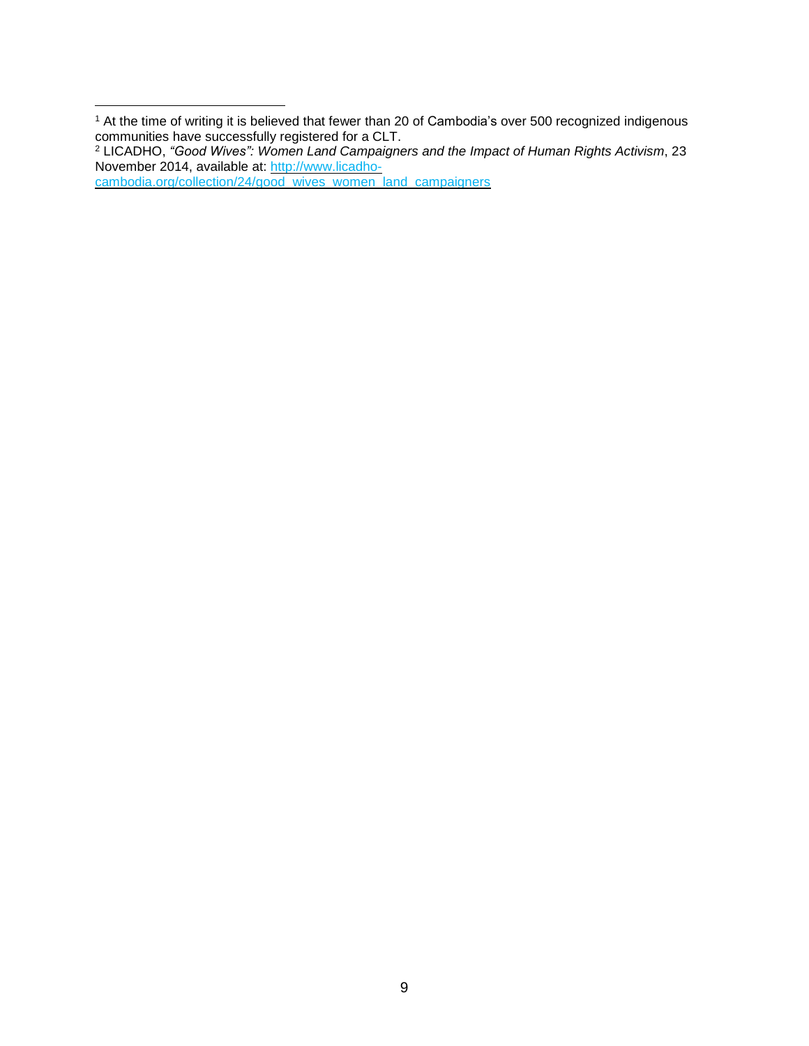[1] At the time of writing it is believed that fewer than 20 of Cambodia's over 500 recognized indigenous communities have successfully registered for a CLT.

[2] LICADHO, *"Good Wives": Women Land Campaigners and the Impact of Human Rights Activism*, 23 November 2014, available at: [http://www.licadho-cambodia.org/collection/24/good_wives_women_land_campaigners](http://www.licadho-cambodia.org/collection/24/good_wives_women_land_campaigners)